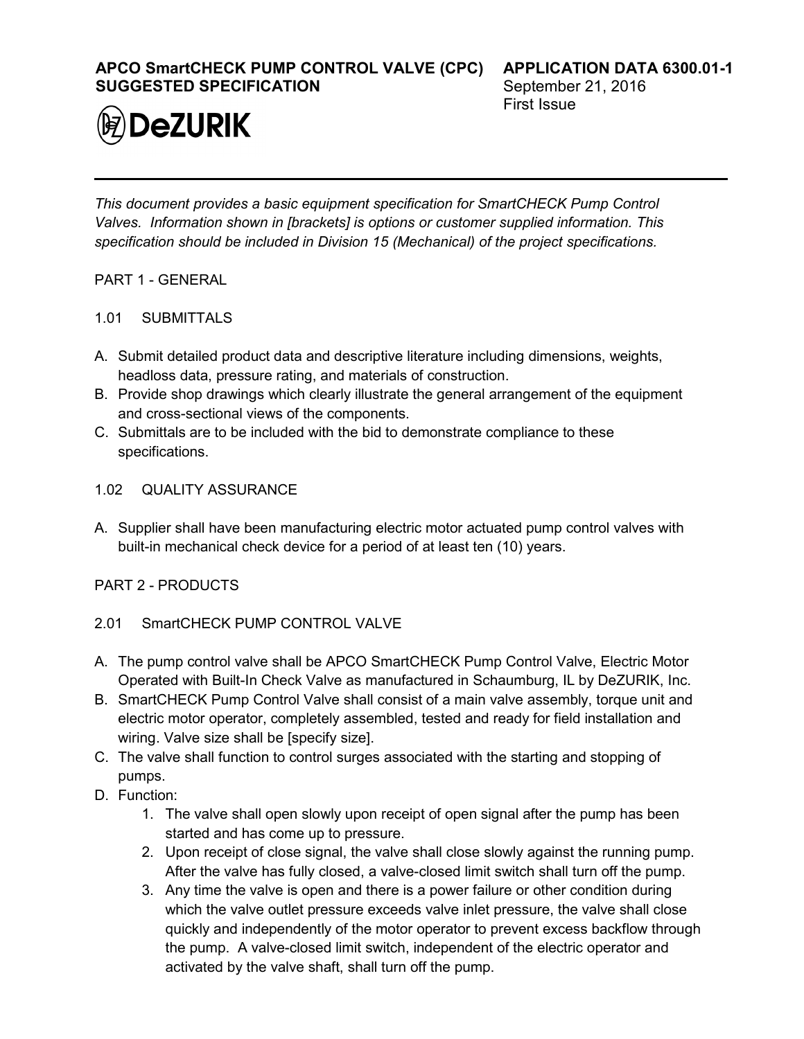**APCO SmartCHECK PUMP CONTROL VALVE (CPC) SUGGESTED SPECIFICATION**

**APPLICATION DATA 6300.01-1**
September 21, 2016
First Issue

**DeZURIK**

---

*This document provides a basic equipment specification for SmartCHECK Pump Control Valves. Information shown in [brackets] is options or customer supplied information. This specification should be included in Division 15 (Mechanical) of the project specifications.*

## PART 1 - GENERAL

### 1.01 SUBMITTALS

A. Submit detailed product data and descriptive literature including dimensions, weights, headloss data, pressure rating, and materials of construction.
B. Provide shop drawings which clearly illustrate the general arrangement of the equipment and cross-sectional views of the components.
C. Submittals are to be included with the bid to demonstrate compliance to these specifications.

### 1.02 QUALITY ASSURANCE

A. Supplier shall have been manufacturing electric motor actuated pump control valves with built-in mechanical check device for a period of at least ten (10) years.

## PART 2 - PRODUCTS

### 2.01 SmartCHECK PUMP CONTROL VALVE

A. The pump control valve shall be APCO SmartCHECK Pump Control Valve, Electric Motor Operated with Built-In Check Valve as manufactured in Schaumburg, IL by DeZURIK, Inc.
B. SmartCHECK Pump Control Valve shall consist of a main valve assembly, torque unit and electric motor operator, completely assembled, tested and ready for field installation and wiring. Valve size shall be [specify size].
C. The valve shall function to control surges associated with the starting and stopping of pumps.
D. Function:
    1. The valve shall open slowly upon receipt of open signal after the pump has been started and has come up to pressure.
    2. Upon receipt of close signal, the valve shall close slowly against the running pump. After the valve has fully closed, a valve-closed limit switch shall turn off the pump.
    3. Any time the valve is open and there is a power failure or other condition during which the valve outlet pressure exceeds valve inlet pressure, the valve shall close quickly and independently of the motor operator to prevent excess backflow through the pump. A valve-closed limit switch, independent of the electric operator and activated by the valve shaft, shall turn off the pump.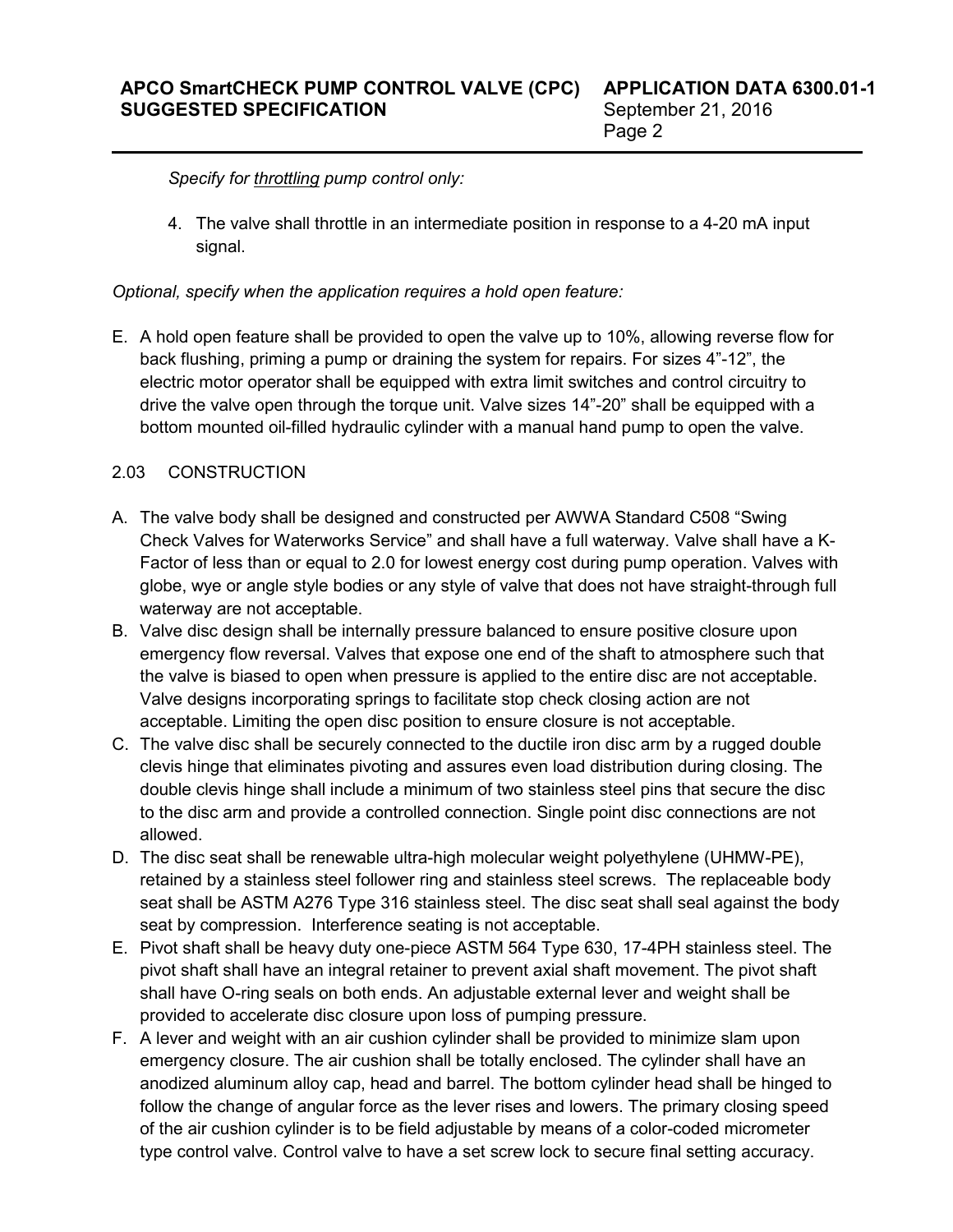*Specify for <u>throttling</u> pump control only:*

4. The valve shall throttle in an intermediate position in response to a 4-20 mA input signal.

*Optional, specify when the application requires a hold open feature:*

E. A hold open feature shall be provided to open the valve up to 10%, allowing reverse flow for back flushing, priming a pump or draining the system for repairs. For sizes 4”-12”, the electric motor operator shall be equipped with extra limit switches and control circuitry to drive the valve open through the torque unit. Valve sizes 14”-20” shall be equipped with a bottom mounted oil-filled hydraulic cylinder with a manual hand pump to open the valve.

2.03 CONSTRUCTION

A. The valve body shall be designed and constructed per AWWA Standard C508 “Swing Check Valves for Waterworks Service” and shall have a full waterway. Valve shall have a K-Factor of less than or equal to 2.0 for lowest energy cost during pump operation. Valves with globe, wye or angle style bodies or any style of valve that does not have straight-through full waterway are not acceptable.
B. Valve disc design shall be internally pressure balanced to ensure positive closure upon emergency flow reversal. Valves that expose one end of the shaft to atmosphere such that the valve is biased to open when pressure is applied to the entire disc are not acceptable. Valve designs incorporating springs to facilitate stop check closing action are not acceptable. Limiting the open disc position to ensure closure is not acceptable.
C. The valve disc shall be securely connected to the ductile iron disc arm by a rugged double clevis hinge that eliminates pivoting and assures even load distribution during closing. The double clevis hinge shall include a minimum of two stainless steel pins that secure the disc to the disc arm and provide a controlled connection. Single point disc connections are not allowed.
D. The disc seat shall be renewable ultra-high molecular weight polyethylene (UHMW-PE), retained by a stainless steel follower ring and stainless steel screws. The replaceable body seat shall be ASTM A276 Type 316 stainless steel. The disc seat shall seal against the body seat by compression. Interference seating is not acceptable.
E. Pivot shaft shall be heavy duty one-piece ASTM 564 Type 630, 17-4PH stainless steel. The pivot shaft shall have an integral retainer to prevent axial shaft movement. The pivot shaft shall have O-ring seals on both ends. An adjustable external lever and weight shall be provided to accelerate disc closure upon loss of pumping pressure.
F. A lever and weight with an air cushion cylinder shall be provided to minimize slam upon emergency closure. The air cushion shall be totally enclosed. The cylinder shall have an anodized aluminum alloy cap, head and barrel. The bottom cylinder head shall be hinged to follow the change of angular force as the lever rises and lowers. The primary closing speed of the air cushion cylinder is to be field adjustable by means of a color-coded micrometer type control valve. Control valve to have a set screw lock to secure final setting accuracy.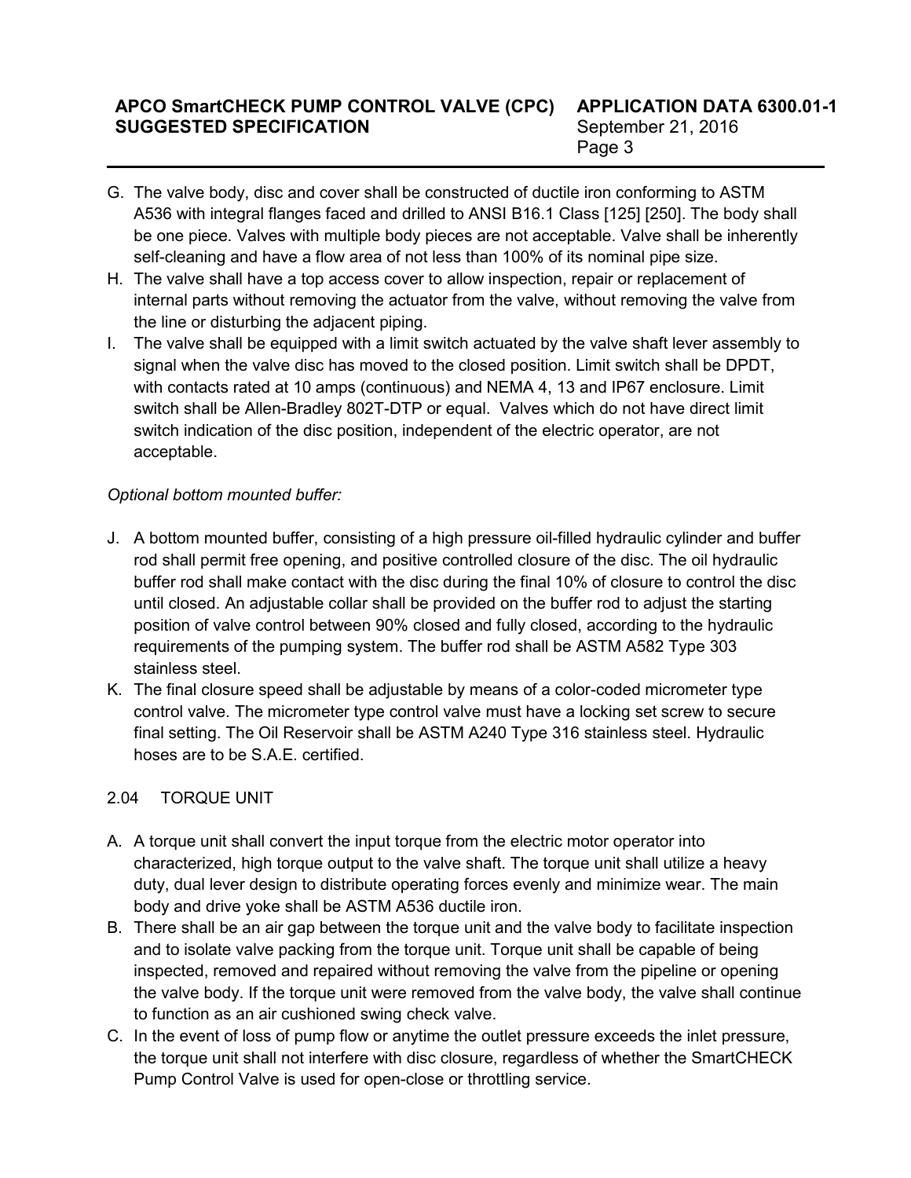G. The valve body, disc and cover shall be constructed of ductile iron conforming to ASTM A536 with integral flanges faced and drilled to ANSI B16.1 Class [125] [250]. The body shall be one piece. Valves with multiple body pieces are not acceptable. Valve shall be inherently self-cleaning and have a flow area of not less than 100% of its nominal pipe size.

H. The valve shall have a top access cover to allow inspection, repair or replacement of internal parts without removing the actuator from the valve, without removing the valve from the line or disturbing the adjacent piping.

I. The valve shall be equipped with a limit switch actuated by the valve shaft lever assembly to signal when the valve disc has moved to the closed position. Limit switch shall be DPDT, with contacts rated at 10 amps (continuous) and NEMA 4, 13 and IP67 enclosure. Limit switch shall be Allen-Bradley 802T-DTP or equal. Valves which do not have direct limit switch indication of the disc position, independent of the electric operator, are not acceptable.

*Optional bottom mounted buffer:*

J. A bottom mounted buffer, consisting of a high pressure oil-filled hydraulic cylinder and buffer rod shall permit free opening, and positive controlled closure of the disc. The oil hydraulic buffer rod shall make contact with the disc during the final 10% of closure to control the disc until closed. An adjustable collar shall be provided on the buffer rod to adjust the starting position of valve control between 90% closed and fully closed, according to the hydraulic requirements of the pumping system. The buffer rod shall be ASTM A582 Type 303 stainless steel.

K. The final closure speed shall be adjustable by means of a color-coded micrometer type control valve. The micrometer type control valve must have a locking set screw to secure final setting. The Oil Reservoir shall be ASTM A240 Type 316 stainless steel. Hydraulic hoses are to be S.A.E. certified.

2.04 TORQUE UNIT

A. A torque unit shall convert the input torque from the electric motor operator into characterized, high torque output to the valve shaft. The torque unit shall utilize a heavy duty, dual lever design to distribute operating forces evenly and minimize wear. The main body and drive yoke shall be ASTM A536 ductile iron.

B. There shall be an air gap between the torque unit and the valve body to facilitate inspection and to isolate valve packing from the torque unit. Torque unit shall be capable of being inspected, removed and repaired without removing the valve from the pipeline or opening the valve body. If the torque unit were removed from the valve body, the valve shall continue to function as an air cushioned swing check valve.

C. In the event of loss of pump flow or anytime the outlet pressure exceeds the inlet pressure, the torque unit shall not interfere with disc closure, regardless of whether the SmartCHECK Pump Control Valve is used for open-close or throttling service.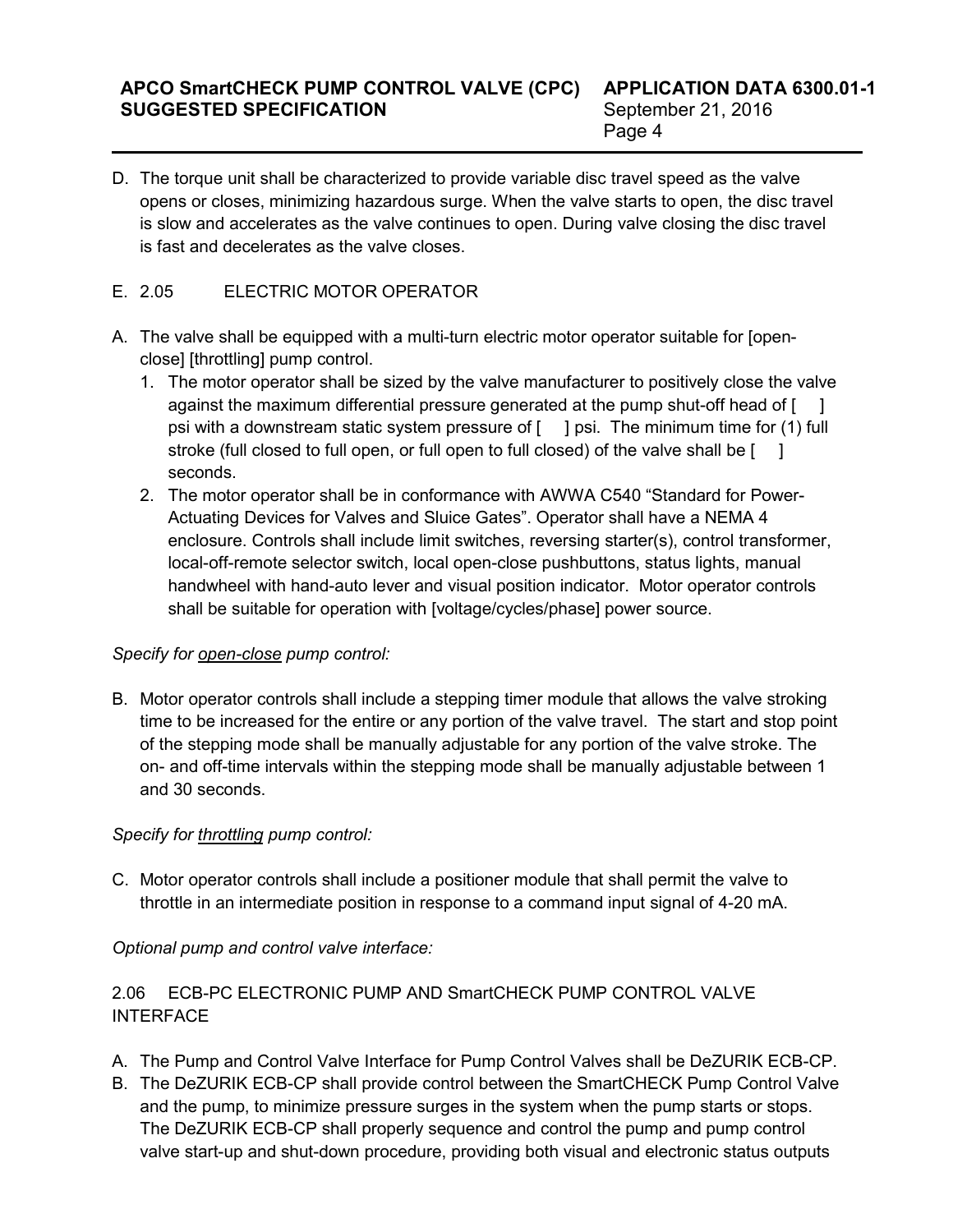D. The torque unit shall be characterized to provide variable disc travel speed as the valve opens or closes, minimizing hazardous surge. When the valve starts to open, the disc travel is slow and accelerates as the valve continues to open. During valve closing the disc travel is fast and decelerates as the valve closes.

E. 2.05 ELECTRIC MOTOR OPERATOR

A. The valve shall be equipped with a multi-turn electric motor operator suitable for [open-close] [throttling] pump control.
   1. The motor operator shall be sized by the valve manufacturer to positively close the valve against the maximum differential pressure generated at the pump shut-off head of [ ] psi with a downstream static system pressure of [ ] psi. The minimum time for (1) full stroke (full closed to full open, or full open to full closed) of the valve shall be [ ] seconds.
   2. The motor operator shall be in conformance with AWWA C540 "Standard for Power-Actuating Devices for Valves and Sluice Gates". Operator shall have a NEMA 4 enclosure. Controls shall include limit switches, reversing starter(s), control transformer, local-off-remote selector switch, local open-close pushbuttons, status lights, manual handwheel with hand-auto lever and visual position indicator. Motor operator controls shall be suitable for operation with [voltage/cycles/phase] power source.

*Specify for <u>open-close</u> pump control:*

B. Motor operator controls shall include a stepping timer module that allows the valve stroking time to be increased for the entire or any portion of the valve travel. The start and stop point of the stepping mode shall be manually adjustable for any portion of the valve stroke. The on- and off-time intervals within the stepping mode shall be manually adjustable between 1 and 30 seconds.

*Specify for <u>throttling</u> pump control:*

C. Motor operator controls shall include a positioner module that shall permit the valve to throttle in an intermediate position in response to a command input signal of 4-20 mA.

*Optional pump and control valve interface:*

2.06 ECB-PC ELECTRONIC PUMP AND SmartCHECK PUMP CONTROL VALVE INTERFACE

A. The Pump and Control Valve Interface for Pump Control Valves shall be DeZURIK ECB-CP.
B. The DeZURIK ECB-CP shall provide control between the SmartCHECK Pump Control Valve and the pump, to minimize pressure surges in the system when the pump starts or stops. The DeZURIK ECB-CP shall properly sequence and control the pump and pump control valve start-up and shut-down procedure, providing both visual and electronic status outputs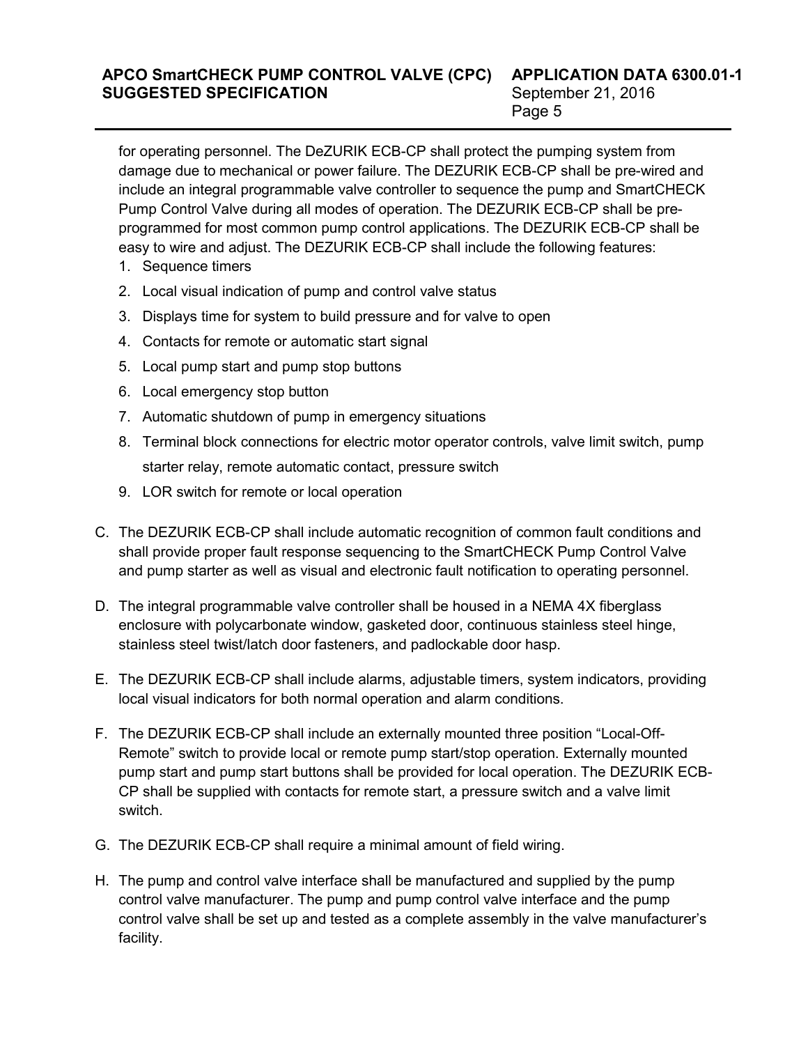for operating personnel. The DeZURIK ECB-CP shall protect the pumping system from damage due to mechanical or power failure. The DEZURIK ECB-CP shall be pre-wired and include an integral programmable valve controller to sequence the pump and SmartCHECK Pump Control Valve during all modes of operation. The DEZURIK ECB-CP shall be pre-programmed for most common pump control applications. The DEZURIK ECB-CP shall be easy to wire and adjust. The DEZURIK ECB-CP shall include the following features:

1. Sequence timers
2. Local visual indication of pump and control valve status
3. Displays time for system to build pressure and for valve to open
4. Contacts for remote or automatic start signal
5. Local pump start and pump stop buttons
6. Local emergency stop button
7. Automatic shutdown of pump in emergency situations
8. Terminal block connections for electric motor operator controls, valve limit switch, pump starter relay, remote automatic contact, pressure switch
9. LOR switch for remote or local operation

C. The DEZURIK ECB-CP shall include automatic recognition of common fault conditions and shall provide proper fault response sequencing to the SmartCHECK Pump Control Valve and pump starter as well as visual and electronic fault notification to operating personnel.

D. The integral programmable valve controller shall be housed in a NEMA 4X fiberglass enclosure with polycarbonate window, gasketed door, continuous stainless steel hinge, stainless steel twist/latch door fasteners, and padlockable door hasp.

E. The DEZURIK ECB-CP shall include alarms, adjustable timers, system indicators, providing local visual indicators for both normal operation and alarm conditions.

F. The DEZURIK ECB-CP shall include an externally mounted three position "Local-Off-Remote" switch to provide local or remote pump start/stop operation. Externally mounted pump start and pump start buttons shall be provided for local operation. The DEZURIK ECB-CP shall be supplied with contacts for remote start, a pressure switch and a valve limit switch.

G. The DEZURIK ECB-CP shall require a minimal amount of field wiring.

H. The pump and control valve interface shall be manufactured and supplied by the pump control valve manufacturer. The pump and pump control valve interface and the pump control valve shall be set up and tested as a complete assembly in the valve manufacturer's facility.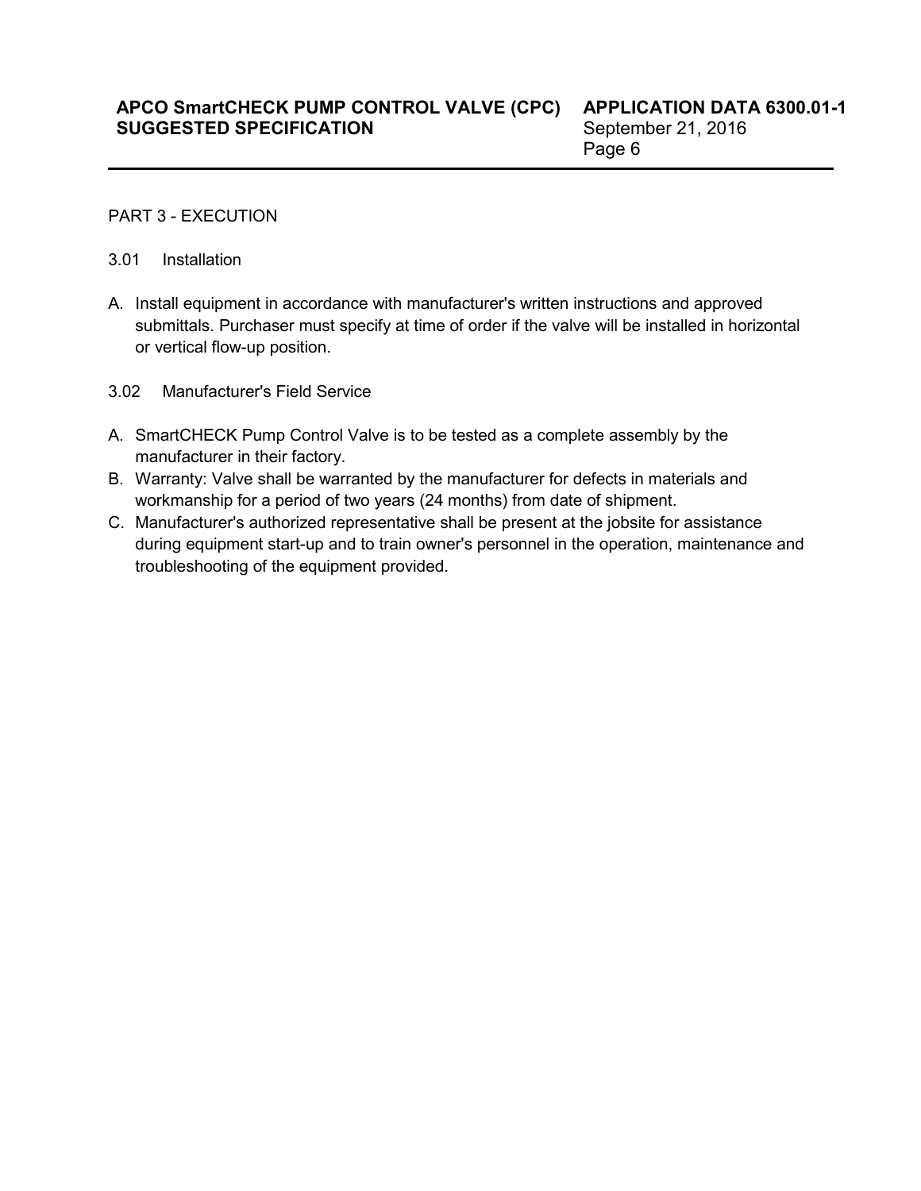## PART 3 - EXECUTION

### 3.01 Installation

A. Install equipment in accordance with manufacturer's written instructions and approved submittals. Purchaser must specify at time of order if the valve will be installed in horizontal or vertical flow-up position.

### 3.02 Manufacturer's Field Service

A. SmartCHECK Pump Control Valve is to be tested as a complete assembly by the manufacturer in their factory.

B. Warranty: Valve shall be warranted by the manufacturer for defects in materials and workmanship for a period of two years (24 months) from date of shipment.

C. Manufacturer's authorized representative shall be present at the jobsite for assistance during equipment start-up and to train owner's personnel in the operation, maintenance and troubleshooting of the equipment provided.